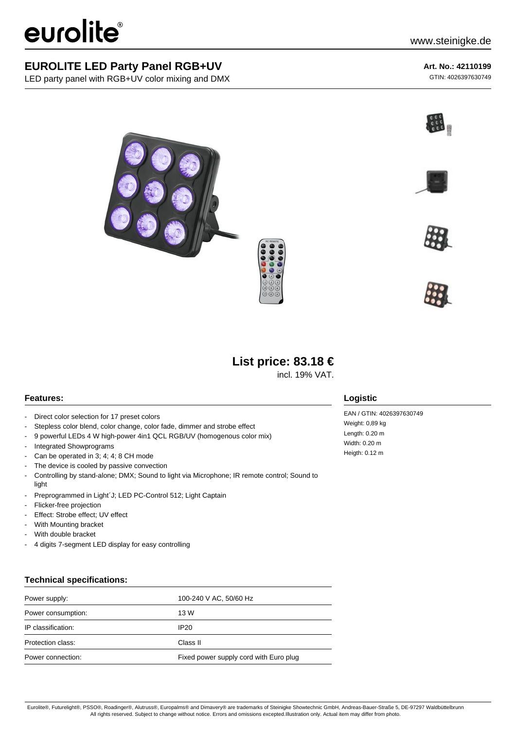eurolite®

www.steinigke.de

# EUROLITE LED Party Panel RGB+UV

LED party panel with RGB+UV color mixing and DMX

**Art. No.: 42110199**

GTIN: 4026397630749

**List price: 83.18 €**

incl. 19% VAT.

## Features:

- Direct color selection for 17 preset colors
- Stepless color blend, color change, color fade, dimmer and strobe effect
- 9 powerful LEDs 4 W high-power 4in1 QCL RGB/UV (homogenous color mix)
- Integrated Showprograms
- Can be operated in 3; 4; 4; 8 CH mode
- The device is cooled by passive convection
- Controlling by stand-alone; DMX; Sound to light via Microphone; IR remote control; Sound to light
- Preprogrammed in Light´J; LED PC-Control 512; Light Captain
- Flicker-free projection
- Effect: Strobe effect; UV effect
- With Mounting bracket
- With double bracket
- 4 digits 7-segment LED display for easy controlling

## Logistic

EAN / GTIN: 4026397630749

Weight: 0,89 kg

Length: 0.20 m

Width: 0.20 m

Heigth: 0.12 m

## Technical specifications:

| | |
|---|---|
| Power supply: | 100-240 V AC, 50/60 Hz |
| Power consumption: | 13 W |
| IP classification: | IP20 |
| Protection class: | Class II |
| Power connection: | Fixed power supply cord with Euro plug |

Eurolite®, Futurelight®, PSSO®, Roadinger®, Alutruss®, Europalms® and Dimavery® are trademarks of Steinigke Showtechnic GmbH, Andreas-Bauer-Straße 5, DE-97297 Waldbüttelbrunn
All rights reserved. Subject to change without notice. Errors and omissions excepted.Illustration only. Actual item may differ from photo.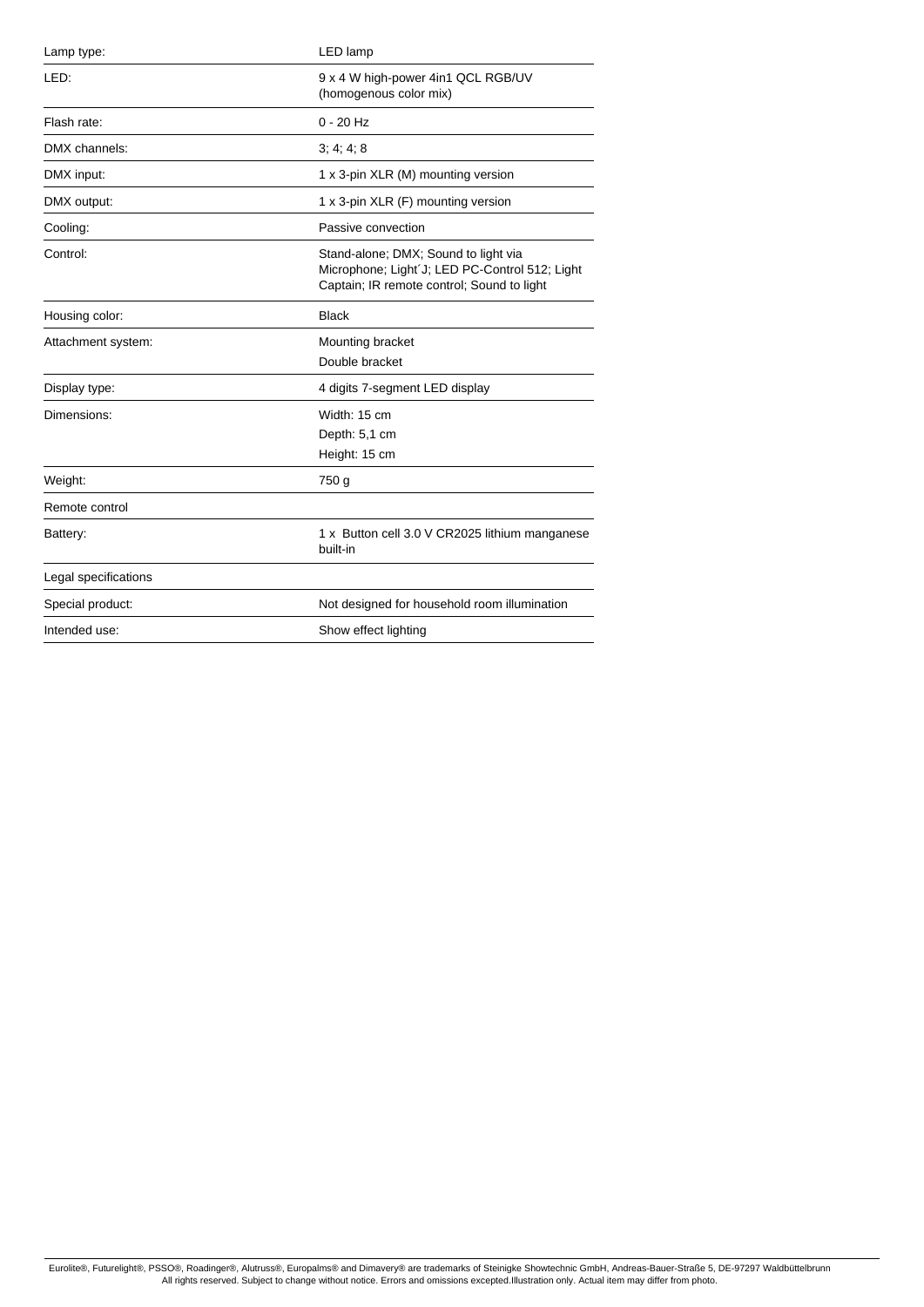| | |
|---|---|
| Lamp type: | LED lamp |
| LED: | 9 x 4 W high-power 4in1 QCL RGB/UV (homogenous color mix) |
| Flash rate: | 0 - 20 Hz |
| DMX channels: | 3; 4; 4; 8 |
| DMX input: | 1 x 3-pin XLR (M) mounting version |
| DMX output: | 1 x 3-pin XLR (F) mounting version |
| Cooling: | Passive convection |
| Control: | Stand-alone; DMX; Sound to light via Microphone; Light´J; LED PC-Control 512; Light Captain; IR remote control; Sound to light |
| Housing color: | Black |
| Attachment system: | Mounting bracket<br>Double bracket |
| Display type: | 4 digits 7-segment LED display |
| Dimensions: | Width: 15 cm<br>Depth: 5,1 cm<br>Height: 15 cm |
| Weight: | 750 g |
| Remote control | |
| Battery: | 1 x Button cell 3.0 V CR2025 lithium manganese built-in |
| Legal specifications | |
| Special product: | Not designed for household room illumination |
| Intended use: | Show effect lighting |

Eurolite®, Futurelight®, PSSO®, Roadinger®, Alutruss®, Europalms® and Dimavery® are trademarks of Steinigke Showtechnic GmbH, Andreas-Bauer-Straße 5, DE-97297 Waldbüttelbrunn
All rights reserved. Subject to change without notice. Errors and omissions excepted.Illustration only. Actual item may differ from photo.